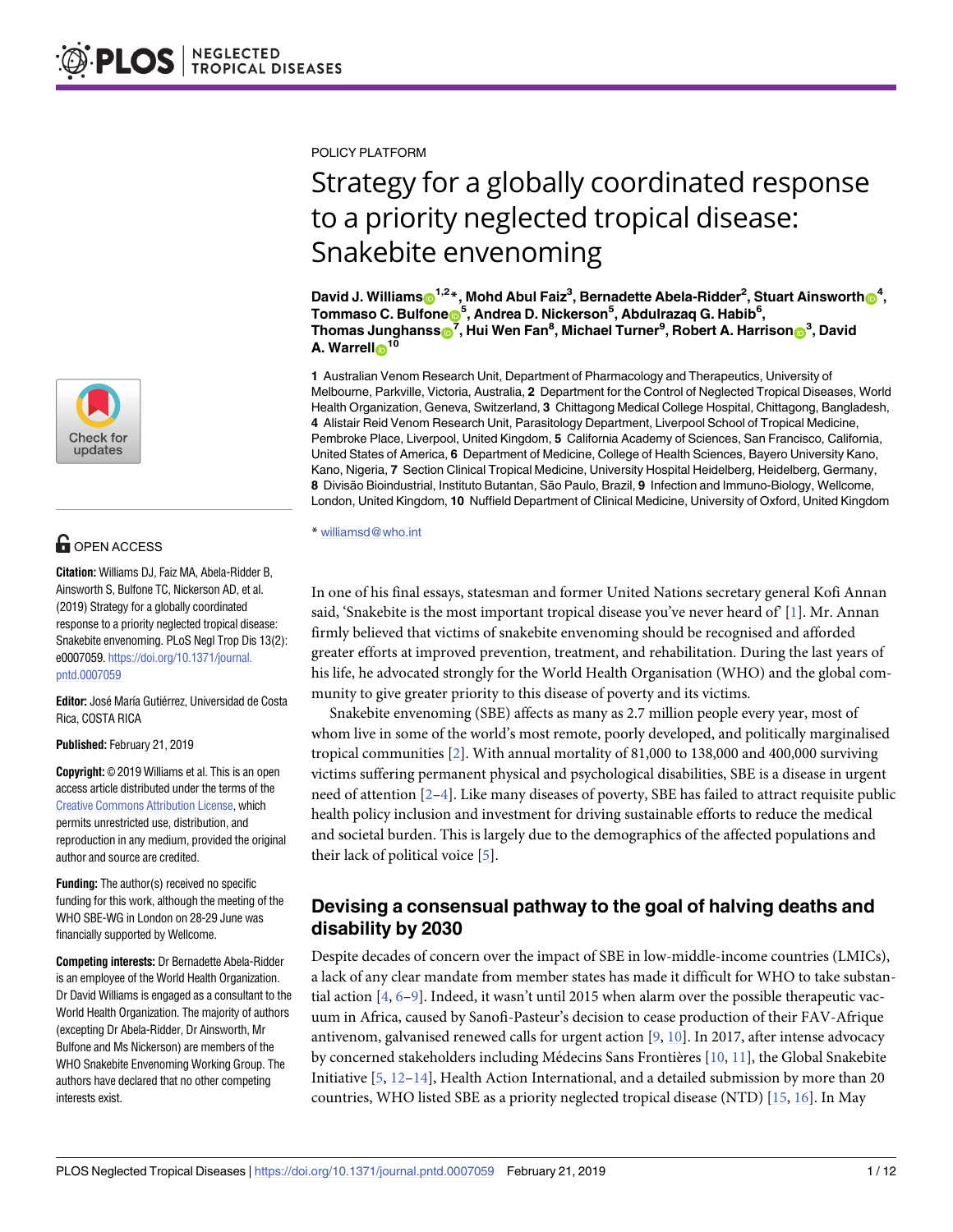POLICY PLATFORM

# Strategy for a globally coordinated response to a priority neglected tropical disease: Snakebite envenoming

**David J. Williams[1,2]*, Mohd Abul Faiz[3], Bernadette Abela-Ridder[2], Stuart Ainsworth[4], Tommaso C. Bulfone[5], Andrea D. Nickerson[5], Abdulrazaq G. Habib[6], Thomas Junghanss[7], Hui Wen Fan[8], Michael Turner[9], Robert A. Harrison[3], David A. Warrell[10]**

**1** Australian Venom Research Unit, Department of Pharmacology and Therapeutics, University of Melbourne, Parkville, Victoria, Australia, **2** Department for the Control of Neglected Tropical Diseases, World Health Organization, Geneva, Switzerland, **3** Chittagong Medical College Hospital, Chittagong, Bangladesh, **4** Alistair Reid Venom Research Unit, Parasitology Department, Liverpool School of Tropical Medicine, Pembroke Place, Liverpool, United Kingdom, **5** California Academy of Sciences, San Francisco, California, United States of America, **6** Department of Medicine, College of Health Sciences, Bayero University Kano, Kano, Nigeria, **7** Section Clinical Tropical Medicine, University Hospital Heidelberg, Heidelberg, Germany, **8** Divisão Bioindustrial, Instituto Butantan, São Paulo, Brazil, **9** Infection and Immuno-Biology, Wellcome, London, United Kingdom, **10** Nuffield Department of Clinical Medicine, University of Oxford, United Kingdom

* williamsd@who.int

OPEN ACCESS

**Citation:** Williams DJ, Faiz MA, Abela-Ridder B, Ainsworth S, Bulfone TC, Nickerson AD, et al. (2019) Strategy for a globally coordinated response to a priority neglected tropical disease: Snakebite envenoming. PLoS Negl Trop Dis 13(2): e0007059. https://doi.org/10.1371/journal.pntd.0007059

**Editor:** José María Gutiérrez, Universidad de Costa Rica, COSTA RICA

**Published:** February 21, 2019

**Copyright:** © 2019 Williams et al. This is an open access article distributed under the terms of the Creative Commons Attribution License, which permits unrestricted use, distribution, and reproduction in any medium, provided the original author and source are credited.

**Funding:** The author(s) received no specific funding for this work, although the meeting of the WHO SBE-WG in London on 28-29 June was financially supported by Wellcome.

**Competing interests:** Dr Bernadette Abela-Ridder is an employee of the World Health Organization. Dr David Williams is engaged as a consultant to the World Health Organization. The majority of authors (excepting Dr Abela-Ridder, Dr Ainsworth, Mr Bulfone and Ms Nickerson) are members of the WHO Snakebite Envenoming Working Group. The authors have declared that no other competing interests exist.

In one of his final essays, statesman and former United Nations secretary general Kofi Annan said, 'Snakebite is the most important tropical disease you've never heard of' [1]. Mr. Annan firmly believed that victims of snakebite envenoming should be recognised and afforded greater efforts at improved prevention, treatment, and rehabilitation. During the last years of his life, he advocated strongly for the World Health Organisation (WHO) and the global community to give greater priority to this disease of poverty and its victims.

Snakebite envenoming (SBE) affects as many as 2.7 million people every year, most of whom live in some of the world's most remote, poorly developed, and politically marginalised tropical communities [2]. With annual mortality of 81,000 to 138,000 and 400,000 surviving victims suffering permanent physical and psychological disabilities, SBE is a disease in urgent need of attention [2–4]. Like many diseases of poverty, SBE has failed to attract requisite public health policy inclusion and investment for driving sustainable efforts to reduce the medical and societal burden. This is largely due to the demographics of the affected populations and their lack of political voice [5].

## Devising a consensual pathway to the goal of halving deaths and disability by 2030

Despite decades of concern over the impact of SBE in low-middle-income countries (LMICs), a lack of any clear mandate from member states has made it difficult for WHO to take substantial action [4, 6–9]. Indeed, it wasn't until 2015 when alarm over the possible therapeutic vacuum in Africa, caused by Sanofi-Pasteur's decision to cease production of their FAV-Afrique antivenom, galvanised renewed calls for urgent action [9, 10]. In 2017, after intense advocacy by concerned stakeholders including Médecins Sans Frontières [10, 11], the Global Snakebite Initiative [5, 12–14], Health Action International, and a detailed submission by more than 20 countries, WHO listed SBE as a priority neglected tropical disease (NTD) [15, 16]. In May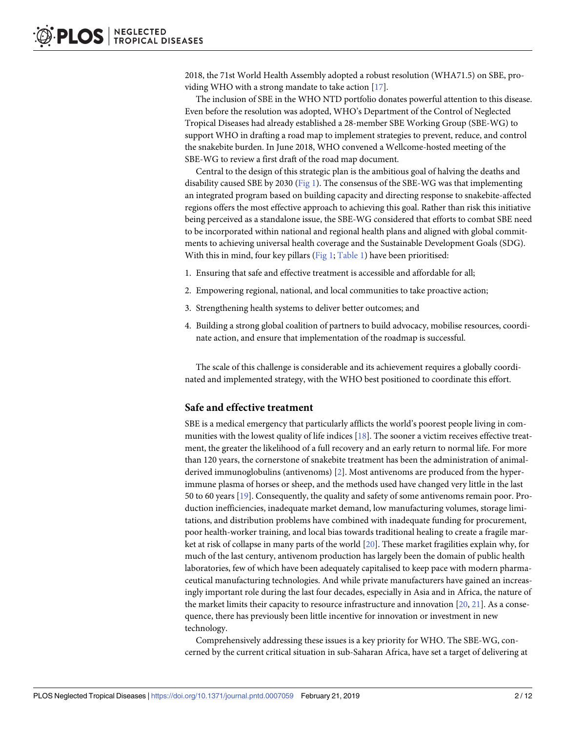2018, the 71st World Health Assembly adopted a robust resolution (WHA71.5) on SBE, providing WHO with a strong mandate to take action [17].

The inclusion of SBE in the WHO NTD portfolio donates powerful attention to this disease. Even before the resolution was adopted, WHO's Department of the Control of Neglected Tropical Diseases had already established a 28-member SBE Working Group (SBE-WG) to support WHO in drafting a road map to implement strategies to prevent, reduce, and control the snakebite burden. In June 2018, WHO convened a Wellcome-hosted meeting of the SBE-WG to review a first draft of the road map document.

Central to the design of this strategic plan is the ambitious goal of halving the deaths and disability caused SBE by 2030 (Fig 1). The consensus of the SBE-WG was that implementing an integrated program based on building capacity and directing response to snakebite-affected regions offers the most effective approach to achieving this goal. Rather than risk this initiative being perceived as a standalone issue, the SBE-WG considered that efforts to combat SBE need to be incorporated within national and regional health plans and aligned with global commitments to achieving universal health coverage and the Sustainable Development Goals (SDG). With this in mind, four key pillars (Fig 1; Table 1) have been prioritised:

1. Ensuring that safe and effective treatment is accessible and affordable for all;
2. Empowering regional, national, and local communities to take proactive action;
3. Strengthening health systems to deliver better outcomes; and
4. Building a strong global coalition of partners to build advocacy, mobilise resources, coordinate action, and ensure that implementation of the roadmap is successful.

The scale of this challenge is considerable and its achievement requires a globally coordinated and implemented strategy, with the WHO best positioned to coordinate this effort.

## Safe and effective treatment

SBE is a medical emergency that particularly afflicts the world's poorest people living in communities with the lowest quality of life indices [18]. The sooner a victim receives effective treatment, the greater the likelihood of a full recovery and an early return to normal life. For more than 120 years, the cornerstone of snakebite treatment has been the administration of animal-derived immunoglobulins (antivenoms) [2]. Most antivenoms are produced from the hyperimmune plasma of horses or sheep, and the methods used have changed very little in the last 50 to 60 years [19]. Consequently, the quality and safety of some antivenoms remain poor. Production inefficiencies, inadequate market demand, low manufacturing volumes, storage limitations, and distribution problems have combined with inadequate funding for procurement, poor health-worker training, and local bias towards traditional healing to create a fragile market at risk of collapse in many parts of the world [20]. These market fragilities explain why, for much of the last century, antivenom production has largely been the domain of public health laboratories, few of which have been adequately capitalised to keep pace with modern pharmaceutical manufacturing technologies. And while private manufacturers have gained an increasingly important role during the last four decades, especially in Asia and in Africa, the nature of the market limits their capacity to resource infrastructure and innovation [20, 21]. As a consequence, there has previously been little incentive for innovation or investment in new technology.

Comprehensively addressing these issues is a key priority for WHO. The SBE-WG, concerned by the current critical situation in sub-Saharan Africa, have set a target of delivering at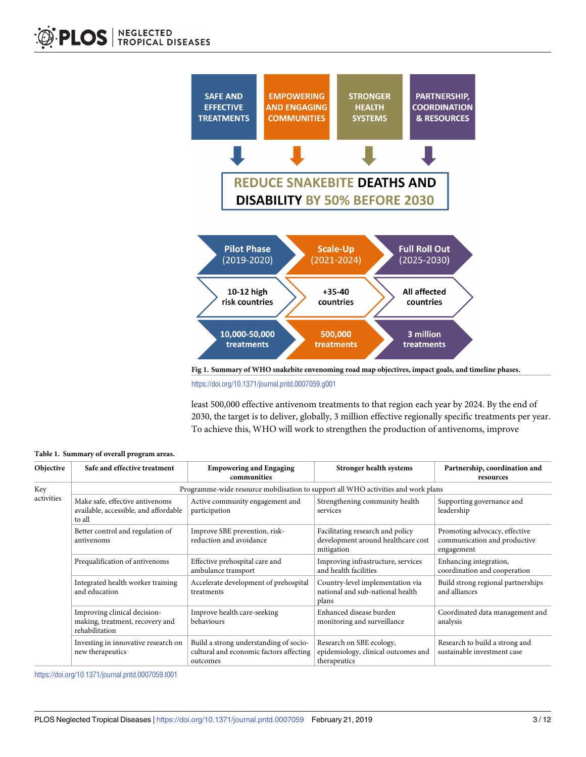**Fig 1. Summary of WHO snakebite envenoming road map objectives, impact goals, and timeline phases.**

https://doi.org/10.1371/journal.pntd.0007059.g001

least 500,000 effective antivenom treatments to that region each year by 2024. By the end of 2030, the target is to deliver, globally, 3 million effective regionally specific treatments per year. To achieve this, WHO will work to strengthen the production of antivenoms, improve

**Table 1. Summary of overall program areas.**

| Objective | Safe and effective treatment | Empowering and Engaging communities | Stronger health systems | Partnership, coordination and resources |
|---|---|---|---|---|
| Key activities | Programme-wide resource mobilisation to support all WHO activities and work plans | | | |
| | Make safe, effective antivenoms available, accessible, and affordable to all | Active community engagement and participation | Strengthening community health services | Supporting governance and leadership |
| | Better control and regulation of antivenoms | Improve SBE prevention, risk-reduction and avoidance | Facilitating research and policy development around healthcare cost mitigation | Promoting advocacy, effective communication and productive engagement |
| | Prequalification of antivenoms | Effective prehospital care and ambulance transport | Improving infrastructure, services and health facilities | Enhancing integration, coordination and cooperation |
| | Integrated health worker training and education | Accelerate development of prehospital treatments | Country-level implementation via national and sub-national health plans | Build strong regional partnerships and alliances |
| | Improving clinical decision-making, treatment, recovery and rehabilitation | Improve health care-seeking behaviours | Enhanced disease burden monitoring and surveillance | Coordinated data management and analysis |
| | Investing in innovative research on new therapeutics | Build a strong understanding of socio-cultural and economic factors affecting outcomes | Research on SBE ecology, epidemiology, clinical outcomes and therapeutics | Research to build a strong and sustainable investment case |

https://doi.org/10.1371/journal.pntd.0007059.t001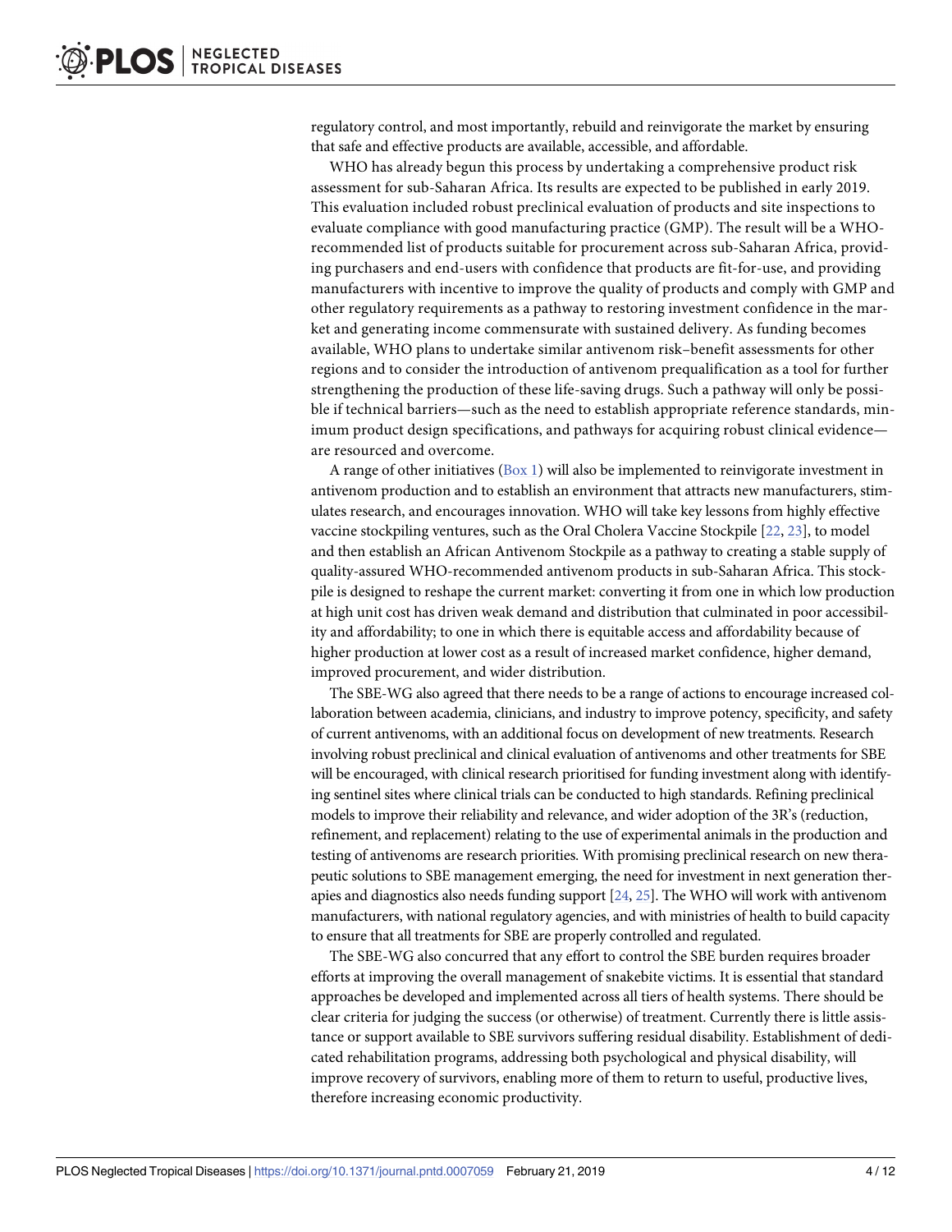regulatory control, and most importantly, rebuild and reinvigorate the market by ensuring that safe and effective products are available, accessible, and affordable.

WHO has already begun this process by undertaking a comprehensive product risk assessment for sub-Saharan Africa. Its results are expected to be published in early 2019. This evaluation included robust preclinical evaluation of products and site inspections to evaluate compliance with good manufacturing practice (GMP). The result will be a WHO-recommended list of products suitable for procurement across sub-Saharan Africa, providing purchasers and end-users with confidence that products are fit-for-use, and providing manufacturers with incentive to improve the quality of products and comply with GMP and other regulatory requirements as a pathway to restoring investment confidence in the market and generating income commensurate with sustained delivery. As funding becomes available, WHO plans to undertake similar antivenom risk–benefit assessments for other regions and to consider the introduction of antivenom prequalification as a tool for further strengthening the production of these life-saving drugs. Such a pathway will only be possible if technical barriers—such as the need to establish appropriate reference standards, minimum product design specifications, and pathways for acquiring robust clinical evidence—are resourced and overcome.

A range of other initiatives (Box 1) will also be implemented to reinvigorate investment in antivenom production and to establish an environment that attracts new manufacturers, stimulates research, and encourages innovation. WHO will take key lessons from highly effective vaccine stockpiling ventures, such as the Oral Cholera Vaccine Stockpile [22, 23], to model and then establish an African Antivenom Stockpile as a pathway to creating a stable supply of quality-assured WHO-recommended antivenom products in sub-Saharan Africa. This stockpile is designed to reshape the current market: converting it from one in which low production at high unit cost has driven weak demand and distribution that culminated in poor accessibility and affordability; to one in which there is equitable access and affordability because of higher production at lower cost as a result of increased market confidence, higher demand, improved procurement, and wider distribution.

The SBE-WG also agreed that there needs to be a range of actions to encourage increased collaboration between academia, clinicians, and industry to improve potency, specificity, and safety of current antivenoms, with an additional focus on development of new treatments. Research involving robust preclinical and clinical evaluation of antivenoms and other treatments for SBE will be encouraged, with clinical research prioritised for funding investment along with identifying sentinel sites where clinical trials can be conducted to high standards. Refining preclinical models to improve their reliability and relevance, and wider adoption of the 3R's (reduction, refinement, and replacement) relating to the use of experimental animals in the production and testing of antivenoms are research priorities. With promising preclinical research on new therapeutic solutions to SBE management emerging, the need for investment in next generation therapies and diagnostics also needs funding support [24, 25]. The WHO will work with antivenom manufacturers, with national regulatory agencies, and with ministries of health to build capacity to ensure that all treatments for SBE are properly controlled and regulated.

The SBE-WG also concurred that any effort to control the SBE burden requires broader efforts at improving the overall management of snakebite victims. It is essential that standard approaches be developed and implemented across all tiers of health systems. There should be clear criteria for judging the success (or otherwise) of treatment. Currently there is little assistance or support available to SBE survivors suffering residual disability. Establishment of dedicated rehabilitation programs, addressing both psychological and physical disability, will improve recovery of survivors, enabling more of them to return to useful, productive lives, therefore increasing economic productivity.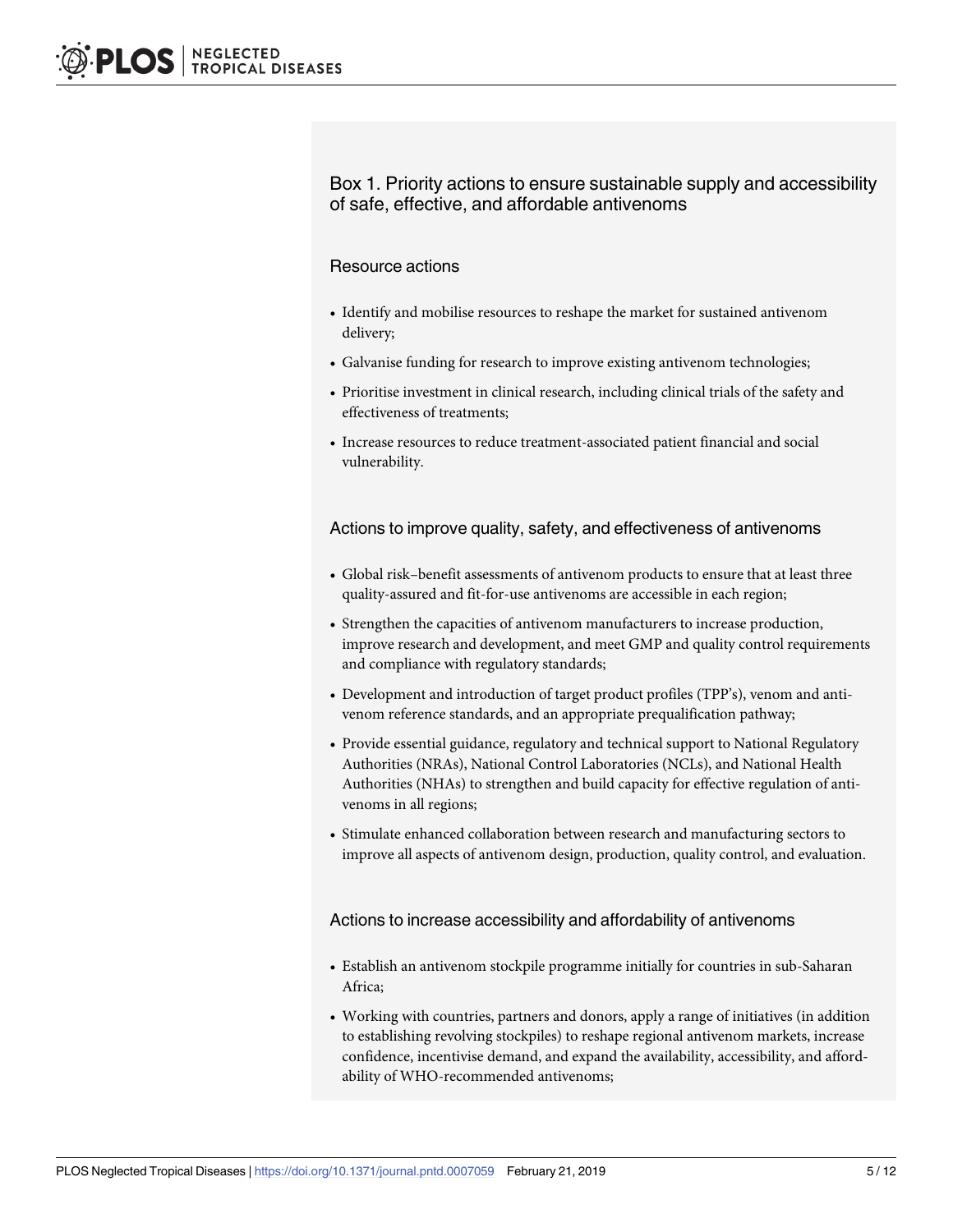### Box 1. Priority actions to ensure sustainable supply and accessibility of safe, effective, and affordable antivenoms

#### Resource actions

- Identify and mobilise resources to reshape the market for sustained antivenom delivery;
- Galvanise funding for research to improve existing antivenom technologies;
- Prioritise investment in clinical research, including clinical trials of the safety and effectiveness of treatments;
- Increase resources to reduce treatment-associated patient financial and social vulnerability.

#### Actions to improve quality, safety, and effectiveness of antivenoms

- Global risk–benefit assessments of antivenom products to ensure that at least three quality-assured and fit-for-use antivenoms are accessible in each region;
- Strengthen the capacities of antivenom manufacturers to increase production, improve research and development, and meet GMP and quality control requirements and compliance with regulatory standards;
- Development and introduction of target product profiles (TPP's), venom and antivenom reference standards, and an appropriate prequalification pathway;
- Provide essential guidance, regulatory and technical support to National Regulatory Authorities (NRAs), National Control Laboratories (NCLs), and National Health Authorities (NHAs) to strengthen and build capacity for effective regulation of antivenoms in all regions;
- Stimulate enhanced collaboration between research and manufacturing sectors to improve all aspects of antivenom design, production, quality control, and evaluation.

#### Actions to increase accessibility and affordability of antivenoms

- Establish an antivenom stockpile programme initially for countries in sub-Saharan Africa;
- Working with countries, partners and donors, apply a range of initiatives (in addition to establishing revolving stockpiles) to reshape regional antivenom markets, increase confidence, incentivise demand, and expand the availability, accessibility, and affordability of WHO-recommended antivenoms;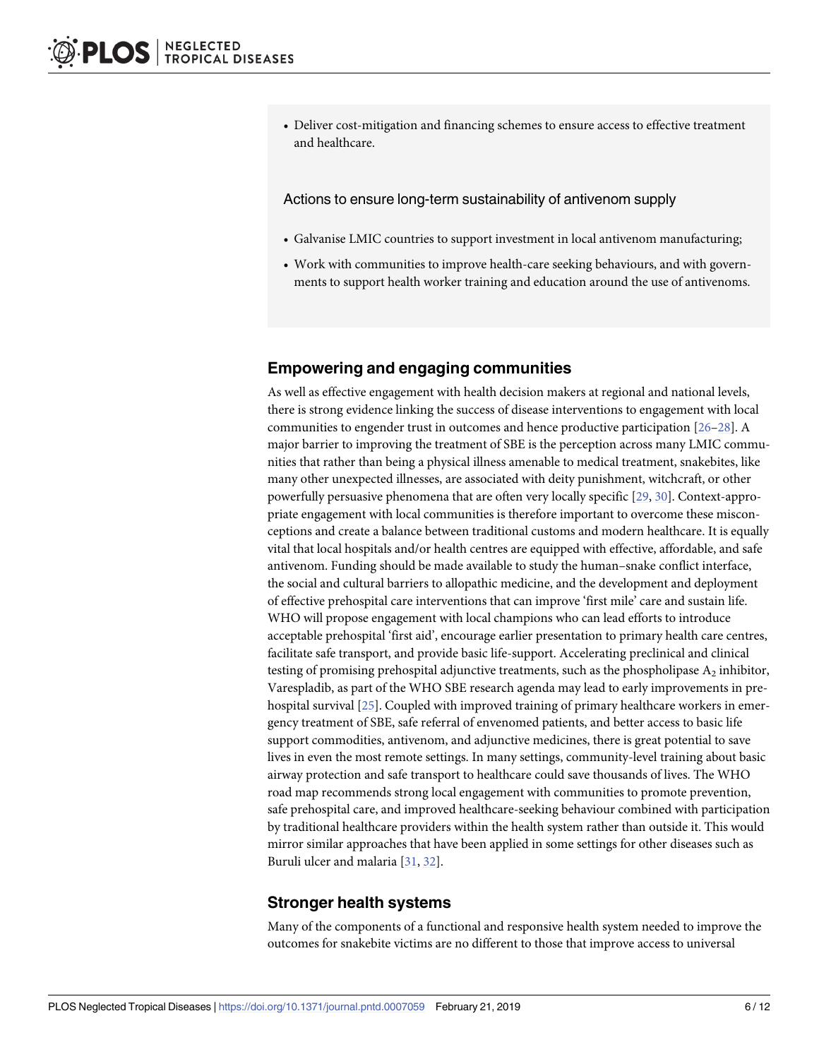- Deliver cost-mitigation and financing schemes to ensure access to effective treatment and healthcare.

Actions to ensure long-term sustainability of antivenom supply

- Galvanise LMIC countries to support investment in local antivenom manufacturing;
- Work with communities to improve health-care seeking behaviours, and with governments to support health worker training and education around the use of antivenoms.

## Empowering and engaging communities

As well as effective engagement with health decision makers at regional and national levels, there is strong evidence linking the success of disease interventions to engagement with local communities to engender trust in outcomes and hence productive participation [26–28]. A major barrier to improving the treatment of SBE is the perception across many LMIC communities that rather than being a physical illness amenable to medical treatment, snakebites, like many other unexpected illnesses, are associated with deity punishment, witchcraft, or other powerfully persuasive phenomena that are often very locally specific [29, 30]. Context-appropriate engagement with local communities is therefore important to overcome these misconceptions and create a balance between traditional customs and modern healthcare. It is equally vital that local hospitals and/or health centres are equipped with effective, affordable, and safe antivenom. Funding should be made available to study the human–snake conflict interface, the social and cultural barriers to allopathic medicine, and the development and deployment of effective prehospital care interventions that can improve 'first mile' care and sustain life. WHO will propose engagement with local champions who can lead efforts to introduce acceptable prehospital 'first aid', encourage earlier presentation to primary health care centres, facilitate safe transport, and provide basic life-support. Accelerating preclinical and clinical testing of promising prehospital adjunctive treatments, such as the phospholipase $A_2$ inhibitor, Varespladib, as part of the WHO SBE research agenda may lead to early improvements in prehospital survival [25]. Coupled with improved training of primary healthcare workers in emergency treatment of SBE, safe referral of envenomed patients, and better access to basic life support commodities, antivenom, and adjunctive medicines, there is great potential to save lives in even the most remote settings. In many settings, community-level training about basic airway protection and safe transport to healthcare could save thousands of lives. The WHO road map recommends strong local engagement with communities to promote prevention, safe prehospital care, and improved healthcare-seeking behaviour combined with participation by traditional healthcare providers within the health system rather than outside it. This would mirror similar approaches that have been applied in some settings for other diseases such as Buruli ulcer and malaria [31, 32].

## Stronger health systems

Many of the components of a functional and responsive health system needed to improve the outcomes for snakebite victims are no different to those that improve access to universal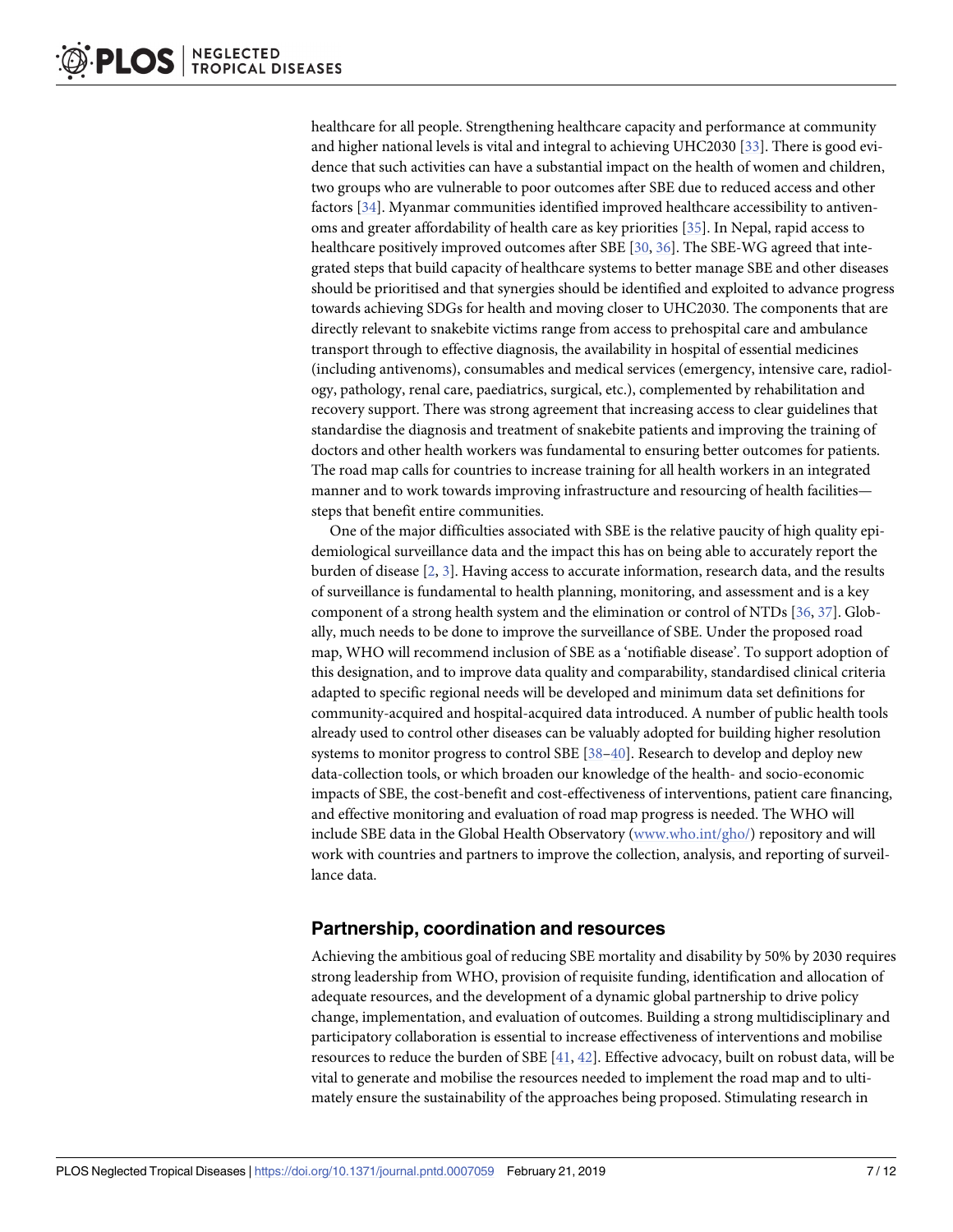healthcare for all people. Strengthening healthcare capacity and performance at community and higher national levels is vital and integral to achieving UHC2030 [33]. There is good evidence that such activities can have a substantial impact on the health of women and children, two groups who are vulnerable to poor outcomes after SBE due to reduced access and other factors [34]. Myanmar communities identified improved healthcare accessibility to antivenoms and greater affordability of health care as key priorities [35]. In Nepal, rapid access to healthcare positively improved outcomes after SBE [30, 36]. The SBE-WG agreed that integrated steps that build capacity of healthcare systems to better manage SBE and other diseases should be prioritised and that synergies should be identified and exploited to advance progress towards achieving SDGs for health and moving closer to UHC2030. The components that are directly relevant to snakebite victims range from access to prehospital care and ambulance transport through to effective diagnosis, the availability in hospital of essential medicines (including antivenoms), consumables and medical services (emergency, intensive care, radiology, pathology, renal care, paediatrics, surgical, etc.), complemented by rehabilitation and recovery support. There was strong agreement that increasing access to clear guidelines that standardise the diagnosis and treatment of snakebite patients and improving the training of doctors and other health workers was fundamental to ensuring better outcomes for patients. The road map calls for countries to increase training for all health workers in an integrated manner and to work towards improving infrastructure and resourcing of health facilities—steps that benefit entire communities.

One of the major difficulties associated with SBE is the relative paucity of high quality epidemiological surveillance data and the impact this has on being able to accurately report the burden of disease [2, 3]. Having access to accurate information, research data, and the results of surveillance is fundamental to health planning, monitoring, and assessment and is a key component of a strong health system and the elimination or control of NTDs [36, 37]. Globally, much needs to be done to improve the surveillance of SBE. Under the proposed road map, WHO will recommend inclusion of SBE as a 'notifiable disease'. To support adoption of this designation, and to improve data quality and comparability, standardised clinical criteria adapted to specific regional needs will be developed and minimum data set definitions for community-acquired and hospital-acquired data introduced. A number of public health tools already used to control other diseases can be valuably adopted for building higher resolution systems to monitor progress to control SBE [38–40]. Research to develop and deploy new data-collection tools, or which broaden our knowledge of the health- and socio-economic impacts of SBE, the cost-benefit and cost-effectiveness of interventions, patient care financing, and effective monitoring and evaluation of road map progress is needed. The WHO will include SBE data in the Global Health Observatory (www.who.int/gho/) repository and will work with countries and partners to improve the collection, analysis, and reporting of surveillance data.

## Partnership, coordination and resources

Achieving the ambitious goal of reducing SBE mortality and disability by 50% by 2030 requires strong leadership from WHO, provision of requisite funding, identification and allocation of adequate resources, and the development of a dynamic global partnership to drive policy change, implementation, and evaluation of outcomes. Building a strong multidisciplinary and participatory collaboration is essential to increase effectiveness of interventions and mobilise resources to reduce the burden of SBE [41, 42]. Effective advocacy, built on robust data, will be vital to generate and mobilise the resources needed to implement the road map and to ultimately ensure the sustainability of the approaches being proposed. Stimulating research in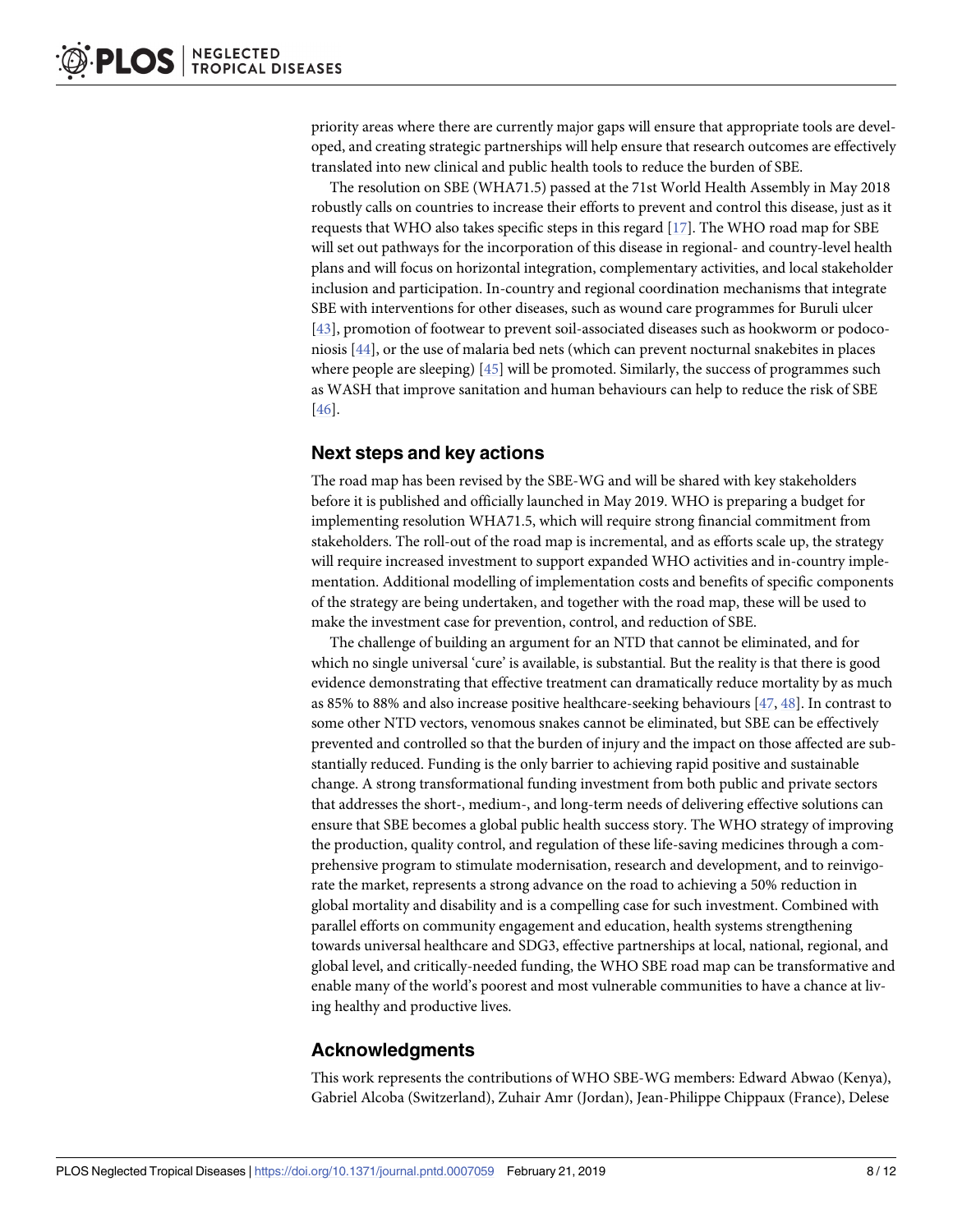priority areas where there are currently major gaps will ensure that appropriate tools are developed, and creating strategic partnerships will help ensure that research outcomes are effectively translated into new clinical and public health tools to reduce the burden of SBE.

The resolution on SBE (WHA71.5) passed at the 71st World Health Assembly in May 2018 robustly calls on countries to increase their efforts to prevent and control this disease, just as it requests that WHO also takes specific steps in this regard [17]. The WHO road map for SBE will set out pathways for the incorporation of this disease in regional- and country-level health plans and will focus on horizontal integration, complementary activities, and local stakeholder inclusion and participation. In-country and regional coordination mechanisms that integrate SBE with interventions for other diseases, such as wound care programmes for Buruli ulcer [43], promotion of footwear to prevent soil-associated diseases such as hookworm or podoconiosis [44], or the use of malaria bed nets (which can prevent nocturnal snakebites in places where people are sleeping) [45] will be promoted. Similarly, the success of programmes such as WASH that improve sanitation and human behaviours can help to reduce the risk of SBE [46].

## Next steps and key actions

The road map has been revised by the SBE-WG and will be shared with key stakeholders before it is published and officially launched in May 2019. WHO is preparing a budget for implementing resolution WHA71.5, which will require strong financial commitment from stakeholders. The roll-out of the road map is incremental, and as efforts scale up, the strategy will require increased investment to support expanded WHO activities and in-country implementation. Additional modelling of implementation costs and benefits of specific components of the strategy are being undertaken, and together with the road map, these will be used to make the investment case for prevention, control, and reduction of SBE.

The challenge of building an argument for an NTD that cannot be eliminated, and for which no single universal 'cure' is available, is substantial. But the reality is that there is good evidence demonstrating that effective treatment can dramatically reduce mortality by as much as 85% to 88% and also increase positive healthcare-seeking behaviours [47, 48]. In contrast to some other NTD vectors, venomous snakes cannot be eliminated, but SBE can be effectively prevented and controlled so that the burden of injury and the impact on those affected are substantially reduced. Funding is the only barrier to achieving rapid positive and sustainable change. A strong transformational funding investment from both public and private sectors that addresses the short-, medium-, and long-term needs of delivering effective solutions can ensure that SBE becomes a global public health success story. The WHO strategy of improving the production, quality control, and regulation of these life-saving medicines through a comprehensive program to stimulate modernisation, research and development, and to reinvigorate the market, represents a strong advance on the road to achieving a 50% reduction in global mortality and disability and is a compelling case for such investment. Combined with parallel efforts on community engagement and education, health systems strengthening towards universal healthcare and SDG3, effective partnerships at local, national, regional, and global level, and critically-needed funding, the WHO SBE road map can be transformative and enable many of the world's poorest and most vulnerable communities to have a chance at living healthy and productive lives.

## Acknowledgments

This work represents the contributions of WHO SBE-WG members: Edward Abwao (Kenya), Gabriel Alcoba (Switzerland), Zuhair Amr (Jordan), Jean-Philippe Chippaux (France), Delese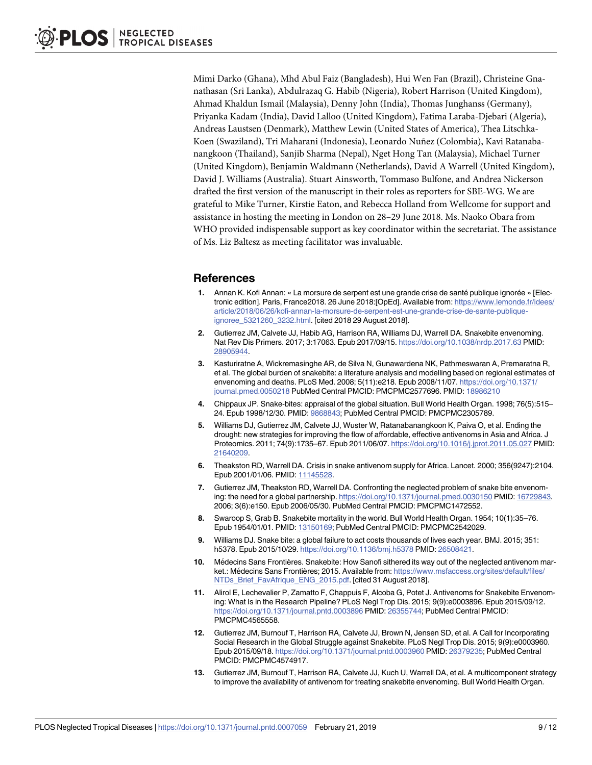Mimi Darko (Ghana), Mhd Abul Faiz (Bangladesh), Hui Wen Fan (Brazil), Christeine Gnanathasan (Sri Lanka), Abdulrazaq G. Habib (Nigeria), Robert Harrison (United Kingdom), Ahmad Khaldun Ismail (Malaysia), Denny John (India), Thomas Junghanss (Germany), Priyanka Kadam (India), David Lalloo (United Kingdom), Fatima Laraba-Djebari (Algeria), Andreas Laustsen (Denmark), Matthew Lewin (United States of America), Thea Litschka-Koen (Swaziland), Tri Maharani (Indonesia), Leonardo Nuñez (Colombia), Kavi Ratanabanangkoon (Thailand), Sanjib Sharma (Nepal), Nget Hong Tan (Malaysia), Michael Turner (United Kingdom), Benjamin Waldmann (Netherlands), David A Warrell (United Kingdom), David J. Williams (Australia). Stuart Ainsworth, Tommaso Bulfone, and Andrea Nickerson drafted the first version of the manuscript in their roles as reporters for SBE-WG. We are grateful to Mike Turner, Kirstie Eaton, and Rebecca Holland from Wellcome for support and assistance in hosting the meeting in London on 28–29 June 2018. Ms. Naoko Obara from WHO provided indispensable support as key coordinator within the secretariat. The assistance of Ms. Liz Baltesz as meeting facilitator was invaluable.

## References

1. Annan K. Kofi Annan: « La morsure de serpent est une grande crise de santé publique ignorée » [Electronic edition]. Paris, France2018. 26 June 2018:[OpEd]. Available from: https://www.lemonde.fr/idees/article/2018/06/26/kofi-annan-la-morsure-de-serpent-est-une-grande-crise-de-sante-publique-ignoree_5321260_3232.html. [cited 2018 29 August 2018].
2. Gutierrez JM, Calvete JJ, Habib AG, Harrison RA, Williams DJ, Warrell DA. Snakebite envenoming. Nat Rev Dis Primers. 2017; 3:17063. Epub 2017/09/15. https://doi.org/10.1038/nrdp.2017.63 PMID: 28905944.
3. Kasturiratne A, Wickremasinghe AR, de Silva N, Gunawardena NK, Pathmeswaran A, Premaratna R, et al. The global burden of snakebite: a literature analysis and modelling based on regional estimates of envenoming and deaths. PLoS Med. 2008; 5(11):e218. Epub 2008/11/07. https://doi.org/10.1371/journal.pmed.0050218 PubMed Central PMCID: PMCPMC2577696. PMID: 18986210
4. Chippaux JP. Snake-bites: appraisal of the global situation. Bull World Health Organ. 1998; 76(5):515–24. Epub 1998/12/30. PMID: 9868843; PubMed Central PMCID: PMCPMC2305789.
5. Williams DJ, Gutierrez JM, Calvete JJ, Wuster W, Ratanabanangkoon K, Paiva O, et al. Ending the drought: new strategies for improving the flow of affordable, effective antivenoms in Asia and Africa. J Proteomics. 2011; 74(9):1735–67. Epub 2011/06/07. https://doi.org/10.1016/j.jprot.2011.05.027 PMID: 21640209.
6. Theakston RD, Warrell DA. Crisis in snake antivenom supply for Africa. Lancet. 2000; 356(9247):2104. Epub 2001/01/06. PMID: 11145528.
7. Gutierrez JM, Theakston RD, Warrell DA. Confronting the neglected problem of snake bite envenoming: the need for a global partnership. https://doi.org/10.1371/journal.pmed.0030150 PMID: 16729843. 2006; 3(6):e150. Epub 2006/05/30. PubMed Central PMCID: PMCPMC1472552.
8. Swaroop S, Grab B. Snakebite mortality in the world. Bull World Health Organ. 1954; 10(1):35–76. Epub 1954/01/01. PMID: 13150169; PubMed Central PMCID: PMCPMC2542029.
9. Williams DJ. Snake bite: a global failure to act costs thousands of lives each year. BMJ. 2015; 351: h5378. Epub 2015/10/29. https://doi.org/10.1136/bmj.h5378 PMID: 26508421.
10. Médecins Sans Frontières. Snakebite: How Sanofi sithered its way out of the neglected antivenom market.: Médecins Sans Frontières; 2015. Available from: https://www.msfaccess.org/sites/default/files/NTDs_Brief_FavAfrique_ENG_2015.pdf. [cited 31 August 2018].
11. Alirol E, Lechevalier P, Zamatto F, Chappuis F, Alcoba G, Potet J. Antivenoms for Snakebite Envenoming: What Is in the Research Pipeline? PLoS Negl Trop Dis. 2015; 9(9):e0003896. Epub 2015/09/12. https://doi.org/10.1371/journal.pntd.0003896 PMID: 26355744; PubMed Central PMCID: PMCPMC4565558.
12. Gutierrez JM, Burnouf T, Harrison RA, Calvete JJ, Brown N, Jensen SD, et al. A Call for Incorporating Social Research in the Global Struggle against Snakebite. PLoS Negl Trop Dis. 2015; 9(9):e0003960. Epub 2015/09/18. https://doi.org/10.1371/journal.pntd.0003960 PMID: 26379235; PubMed Central PMCID: PMCPMC4574917.
13. Gutierrez JM, Burnouf T, Harrison RA, Calvete JJ, Kuch U, Warrell DA, et al. A multicomponent strategy to improve the availability of antivenom for treating snakebite envenoming. Bull World Health Organ.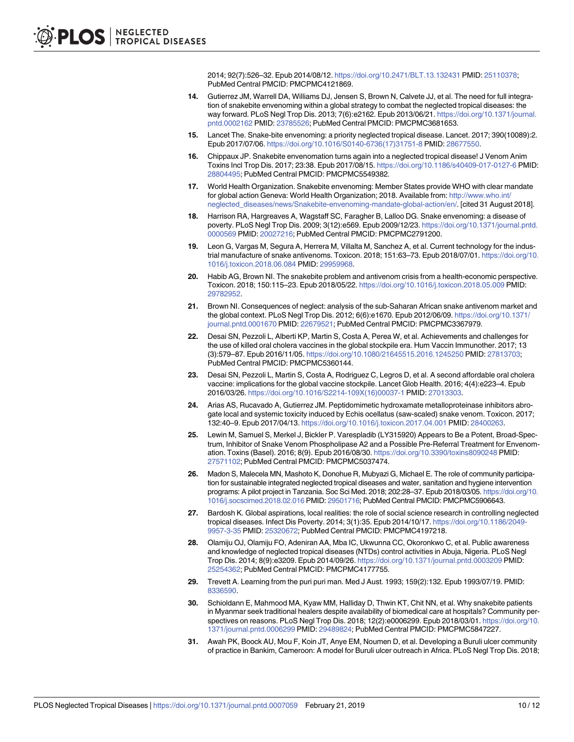2014; 92(7):526–32. Epub 2014/08/12. https://doi.org/10.2471/BLT.13.132431 PMID: 25110378; PubMed Central PMCID: PMCPMC4121869.

14. Gutierrez JM, Warrell DA, Williams DJ, Jensen S, Brown N, Calvete JJ, et al. The need for full integration of snakebite envenoming within a global strategy to combat the neglected tropical diseases: the way forward. PLoS Negl Trop Dis. 2013; 7(6):e2162. Epub 2013/06/21. https://doi.org/10.1371/journal.pntd.0002162 PMID: 23785526; PubMed Central PMCID: PMCPMC3681653.

15. Lancet The. Snake-bite envenoming: a priority neglected tropical disease. Lancet. 2017; 390(10089):2. Epub 2017/07/06. https://doi.org/10.1016/S0140-6736(17)31751-8 PMID: 28677550.

16. Chippaux JP. Snakebite envenomation turns again into a neglected tropical disease! J Venom Anim Toxins Incl Trop Dis. 2017; 23:38. Epub 2017/08/15. https://doi.org/10.1186/s40409-017-0127-6 PMID: 28804495; PubMed Central PMCID: PMCPMC5549382.

17. World Health Organization. Snakebite envenoming: Member States provide WHO with clear mandate for global action Geneva: World Health Organization; 2018. Available from: http://www.who.int/neglected_diseases/news/Snakebite-envenoming-mandate-global-action/en/. [cited 31 August 2018].

18. Harrison RA, Hargreaves A, Wagstaff SC, Faragher B, Lalloo DG. Snake envenoming: a disease of poverty. PLoS Negl Trop Dis. 2009; 3(12):e569. Epub 2009/12/23. https://doi.org/10.1371/journal.pntd.0000569 PMID: 20027216; PubMed Central PMCID: PMCPMC2791200.

19. Leon G, Vargas M, Segura A, Herrera M, Villalta M, Sanchez A, et al. Current technology for the industrial manufacture of snake antivenoms. Toxicon. 2018; 151:63–73. Epub 2018/07/01. https://doi.org/10.1016/j.toxicon.2018.06.084 PMID: 29959968.

20. Habib AG, Brown NI. The snakebite problem and antivenom crisis from a health-economic perspective. Toxicon. 2018; 150:115–23. Epub 2018/05/22. https://doi.org/10.1016/j.toxicon.2018.05.009 PMID: 29782952.

21. Brown NI. Consequences of neglect: analysis of the sub-Saharan African snake antivenom market and the global context. PLoS Negl Trop Dis. 2012; 6(6):e1670. Epub 2012/06/09. https://doi.org/10.1371/journal.pntd.0001670 PMID: 22679521; PubMed Central PMCID: PMCPMC3367979.

22. Desai SN, Pezzoli L, Alberti KP, Martin S, Costa A, Perea W, et al. Achievements and challenges for the use of killed oral cholera vaccines in the global stockpile era. Hum Vaccin Immunother. 2017; 13(3):579–87. Epub 2016/11/05. https://doi.org/10.1080/21645515.2016.1245250 PMID: 27813703; PubMed Central PMCID: PMCPMC5360144.

23. Desai SN, Pezzoli L, Martin S, Costa A, Rodriguez C, Legros D, et al. A second affordable oral cholera vaccine: implications for the global vaccine stockpile. Lancet Glob Health. 2016; 4(4):e223–4. Epub 2016/03/26. https://doi.org/10.1016/S2214-109X(16)00037-1 PMID: 27013303.

24. Arias AS, Rucavado A, Gutierrez JM. Peptidomimetic hydroxamate metalloproteinase inhibitors abrogate local and systemic toxicity induced by Echis ocellatus (saw-scaled) snake venom. Toxicon. 2017; 132:40–9. Epub 2017/04/13. https://doi.org/10.1016/j.toxicon.2017.04.001 PMID: 28400263.

25. Lewin M, Samuel S, Merkel J, Bickler P. Varespladib (LY315920) Appears to Be a Potent, Broad-Spectrum, Inhibitor of Snake Venom Phospholipase A2 and a Possible Pre-Referral Treatment for Envenomation. Toxins (Basel). 2016; 8(9). Epub 2016/08/30. https://doi.org/10.3390/toxins8090248 PMID: 27571102; PubMed Central PMCID: PMCPMC5037474.

26. Madon S, Malecela MN, Mashoto K, Donohue R, Mubyazi G, Michael E. The role of community participation for sustainable integrated neglected tropical diseases and water, sanitation and hygiene intervention programs: A pilot project in Tanzania. Soc Sci Med. 2018; 202:28–37. Epub 2018/03/05. https://doi.org/10.1016/j.socscimed.2018.02.016 PMID: 29501716; PubMed Central PMCID: PMCPMC5906643.

27. Bardosh K. Global aspirations, local realities: the role of social science research in controlling neglected tropical diseases. Infect Dis Poverty. 2014; 3(1):35. Epub 2014/10/17. https://doi.org/10.1186/2049-9957-3-35 PMID: 25320672; PubMed Central PMCID: PMCPMC4197218.

28. Olamiju OJ, Olamiju FO, Adeniran AA, Mba IC, Ukwunna CC, Okoronkwo C, et al. Public awareness and knowledge of neglected tropical diseases (NTDs) control activities in Abuja, Nigeria. PLoS Negl Trop Dis. 2014; 8(9):e3209. Epub 2014/09/26. https://doi.org/10.1371/journal.pntd.0003209 PMID: 25254362; PubMed Central PMCID: PMCPMC4177755.

29. Trevett A. Learning from the puri puri man. Med J Aust. 1993; 159(2):132. Epub 1993/07/19. PMID: 8336590.

30. Schioldann E, Mahmood MA, Kyaw MM, Halliday D, Thwin KT, Chit NN, et al. Why snakebite patients in Myanmar seek traditional healers despite availability of biomedical care at hospitals? Community perspectives on reasons. PLoS Negl Trop Dis. 2018; 12(2):e0006299. Epub 2018/03/01. https://doi.org/10.1371/journal.pntd.0006299 PMID: 29489824; PubMed Central PMCID: PMCPMC5847227.

31. Awah PK, Boock AU, Mou F, Koin JT, Anye EM, Noumen D, et al. Developing a Buruli ulcer community of practice in Bankim, Cameroon: A model for Buruli ulcer outreach in Africa. PLoS Negl Trop Dis. 2018;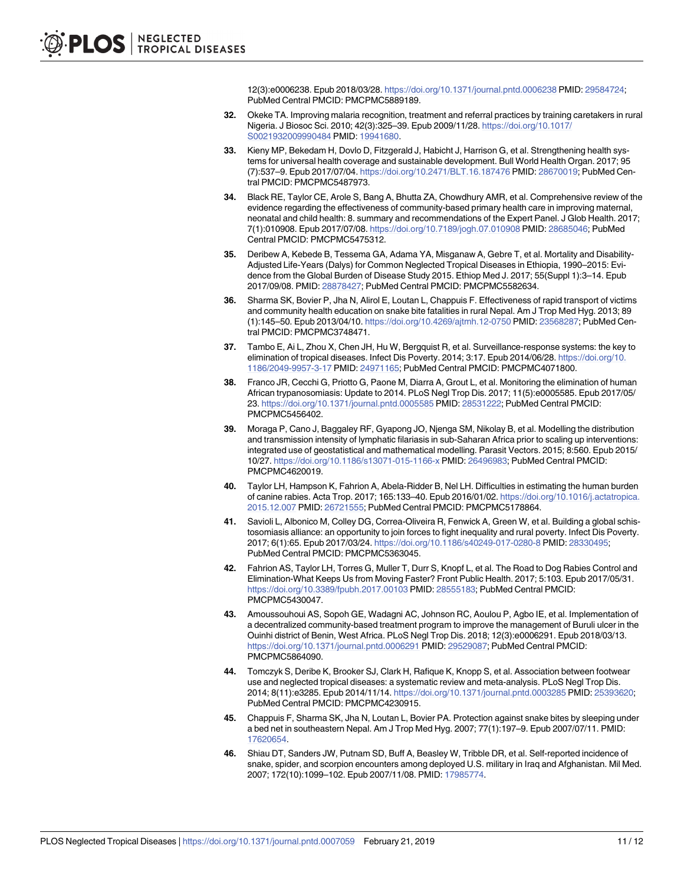12(3):e0006238. Epub 2018/03/28. https://doi.org/10.1371/journal.pntd.0006238 PMID: 29584724; PubMed Central PMCID: PMCPMC5889189.

32. Okeke TA. Improving malaria recognition, treatment and referral practices by training caretakers in rural Nigeria. J Biosoc Sci. 2010; 42(3):325–39. Epub 2009/11/28. https://doi.org/10.1017/S0021932009990484 PMID: 19941680.

33. Kieny MP, Bekedam H, Dovlo D, Fitzgerald J, Habicht J, Harrison G, et al. Strengthening health systems for universal health coverage and sustainable development. Bull World Health Organ. 2017; 95 (7):537–9. Epub 2017/07/04. https://doi.org/10.2471/BLT.16.187476 PMID: 28670019; PubMed Central PMCID: PMCPMC5487973.

34. Black RE, Taylor CE, Arole S, Bang A, Bhutta ZA, Chowdhury AMR, et al. Comprehensive review of the evidence regarding the effectiveness of community-based primary health care in improving maternal, neonatal and child health: 8. summary and recommendations of the Expert Panel. J Glob Health. 2017; 7(1):010908. Epub 2017/07/08. https://doi.org/10.7189/jogh.07.010908 PMID: 28685046; PubMed Central PMCID: PMCPMC5475312.

35. Deribew A, Kebede B, Tessema GA, Adama YA, Misganaw A, Gebre T, et al. Mortality and Disability-Adjusted Life-Years (Dalys) for Common Neglected Tropical Diseases in Ethiopia, 1990–2015: Evidence from the Global Burden of Disease Study 2015. Ethiop Med J. 2017; 55(Suppl 1):3–14. Epub 2017/09/08. PMID: 28878427; PubMed Central PMCID: PMCPMC5582634.

36. Sharma SK, Bovier P, Jha N, Alirol E, Loutan L, Chappuis F. Effectiveness of rapid transport of victims and community health education on snake bite fatalities in rural Nepal. Am J Trop Med Hyg. 2013; 89 (1):145–50. Epub 2013/04/10. https://doi.org/10.4269/ajtmh.12-0750 PMID: 23568287; PubMed Central PMCID: PMCPMC3748471.

37. Tambo E, Ai L, Zhou X, Chen JH, Hu W, Bergquist R, et al. Surveillance-response systems: the key to elimination of tropical diseases. Infect Dis Poverty. 2014; 3:17. Epub 2014/06/28. https://doi.org/10.1186/2049-9957-3-17 PMID: 24971165; PubMed Central PMCID: PMCPMC4071800.

38. Franco JR, Cecchi G, Priotto G, Paone M, Diarra A, Grout L, et al. Monitoring the elimination of human African trypanosomiasis: Update to 2014. PLoS Negl Trop Dis. 2017; 11(5):e0005585. Epub 2017/05/23. https://doi.org/10.1371/journal.pntd.0005585 PMID: 28531222; PubMed Central PMCID: PMCPMC5456402.

39. Moraga P, Cano J, Baggaley RF, Gyapong JO, Njenga SM, Nikolay B, et al. Modelling the distribution and transmission intensity of lymphatic filariasis in sub-Saharan Africa prior to scaling up interventions: integrated use of geostatistical and mathematical modelling. Parasit Vectors. 2015; 8:560. Epub 2015/10/27. https://doi.org/10.1186/s13071-015-1166-x PMID: 26496983; PubMed Central PMCID: PMCPMC4620019.

40. Taylor LH, Hampson K, Fahrion A, Abela-Ridder B, Nel LH. Difficulties in estimating the human burden of canine rabies. Acta Trop. 2017; 165:133–40. Epub 2016/01/02. https://doi.org/10.1016/j.actatropica.2015.12.007 PMID: 26721555; PubMed Central PMCID: PMCPMC5178864.

41. Savioli L, Albonico M, Colley DG, Correa-Oliveira R, Fenwick A, Green W, et al. Building a global schistosomiasis alliance: an opportunity to join forces to fight inequality and rural poverty. Infect Dis Poverty. 2017; 6(1):65. Epub 2017/03/24. https://doi.org/10.1186/s40249-017-0280-8 PMID: 28330495; PubMed Central PMCID: PMCPMC5363045.

42. Fahrion AS, Taylor LH, Torres G, Muller T, Durr S, Knopf L, et al. The Road to Dog Rabies Control and Elimination-What Keeps Us from Moving Faster? Front Public Health. 2017; 5:103. Epub 2017/05/31. https://doi.org/10.3389/fpubh.2017.00103 PMID: 28555183; PubMed Central PMCID: PMCPMC5430047.

43. Amoussouhoui AS, Sopoh GE, Wadagni AC, Johnson RC, Aoulou P, Agbo IE, et al. Implementation of a decentralized community-based treatment program to improve the management of Buruli ulcer in the Ouinhi district of Benin, West Africa. PLoS Negl Trop Dis. 2018; 12(3):e0006291. Epub 2018/03/13. https://doi.org/10.1371/journal.pntd.0006291 PMID: 29529087; PubMed Central PMCID: PMCPMC5864090.

44. Tomczyk S, Deribe K, Brooker SJ, Clark H, Rafique K, Knopp S, et al. Association between footwear use and neglected tropical diseases: a systematic review and meta-analysis. PLoS Negl Trop Dis. 2014; 8(11):e3285. Epub 2014/11/14. https://doi.org/10.1371/journal.pntd.0003285 PMID: 25393620; PubMed Central PMCID: PMCPMC4230915.

45. Chappuis F, Sharma SK, Jha N, Loutan L, Bovier PA. Protection against snake bites by sleeping under a bed net in southeastern Nepal. Am J Trop Med Hyg. 2007; 77(1):197–9. Epub 2007/07/11. PMID: 17620654.

46. Shiau DT, Sanders JW, Putnam SD, Buff A, Beasley W, Tribble DR, et al. Self-reported incidence of snake, spider, and scorpion encounters among deployed U.S. military in Iraq and Afghanistan. Mil Med. 2007; 172(10):1099–102. Epub 2007/11/08. PMID: 17985774.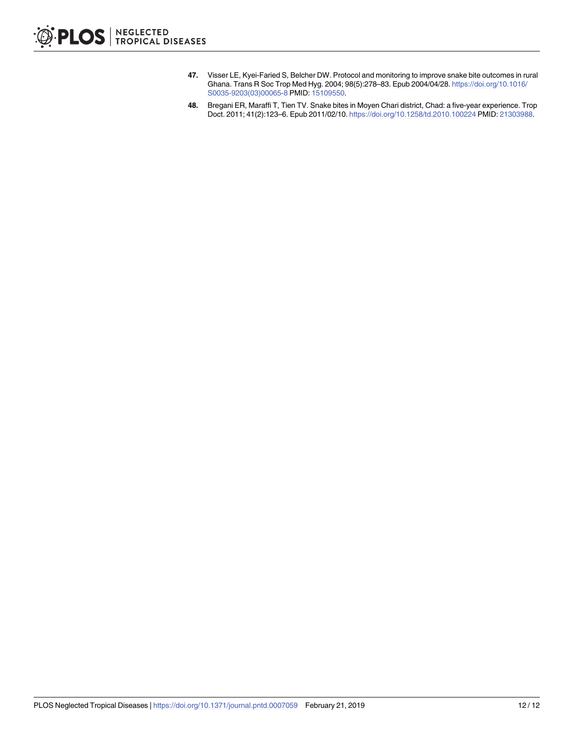47. Visser LE, Kyei-Faried S, Belcher DW. Protocol and monitoring to improve snake bite outcomes in rural Ghana. Trans R Soc Trop Med Hyg. 2004; 98(5):278–83. Epub 2004/04/28. https://doi.org/10.1016/S0035-9203(03)00065-8 PMID: 15109550.

48. Bregani ER, Maraffi T, Tien TV. Snake bites in Moyen Chari district, Chad: a five-year experience. Trop Doct. 2011; 41(2):123–6. Epub 2011/02/10. https://doi.org/10.1258/td.2010.100224 PMID: 21303988.